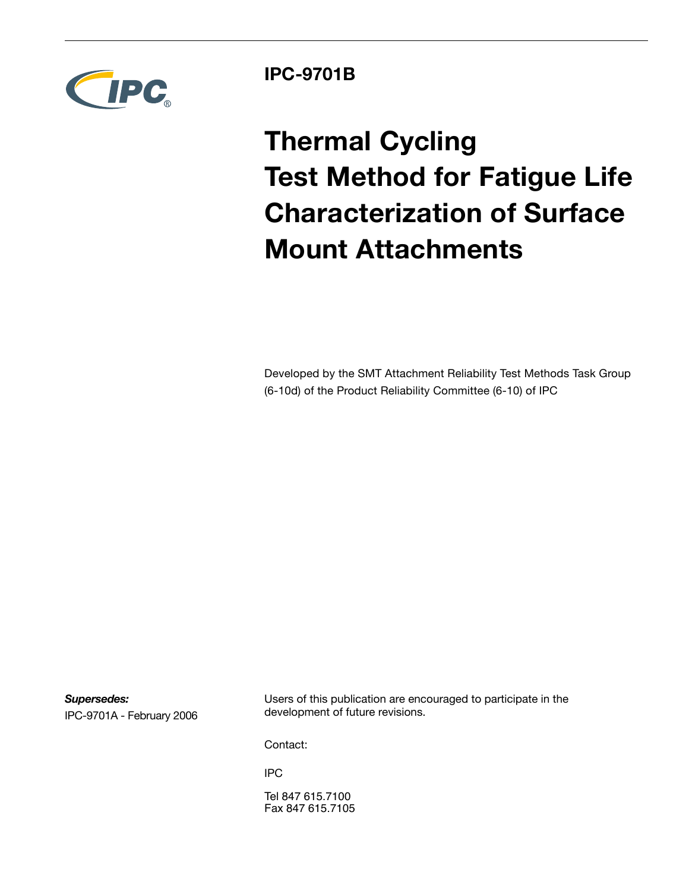IPC-9701B

# Thermal Cycling Test Method for Fatigue Life Characterization of Surface Mount Attachments

Developed by the SMT Attachment Reliability Test Methods Task Group (6-10d) of the Product Reliability Committee (6-10) of IPC

***Supersedes:***

IPC-9701A - February 2006

Users of this publication are encouraged to participate in the development of future revisions.

Contact:

IPC

Tel 847 615.7100
Fax 847 615.7105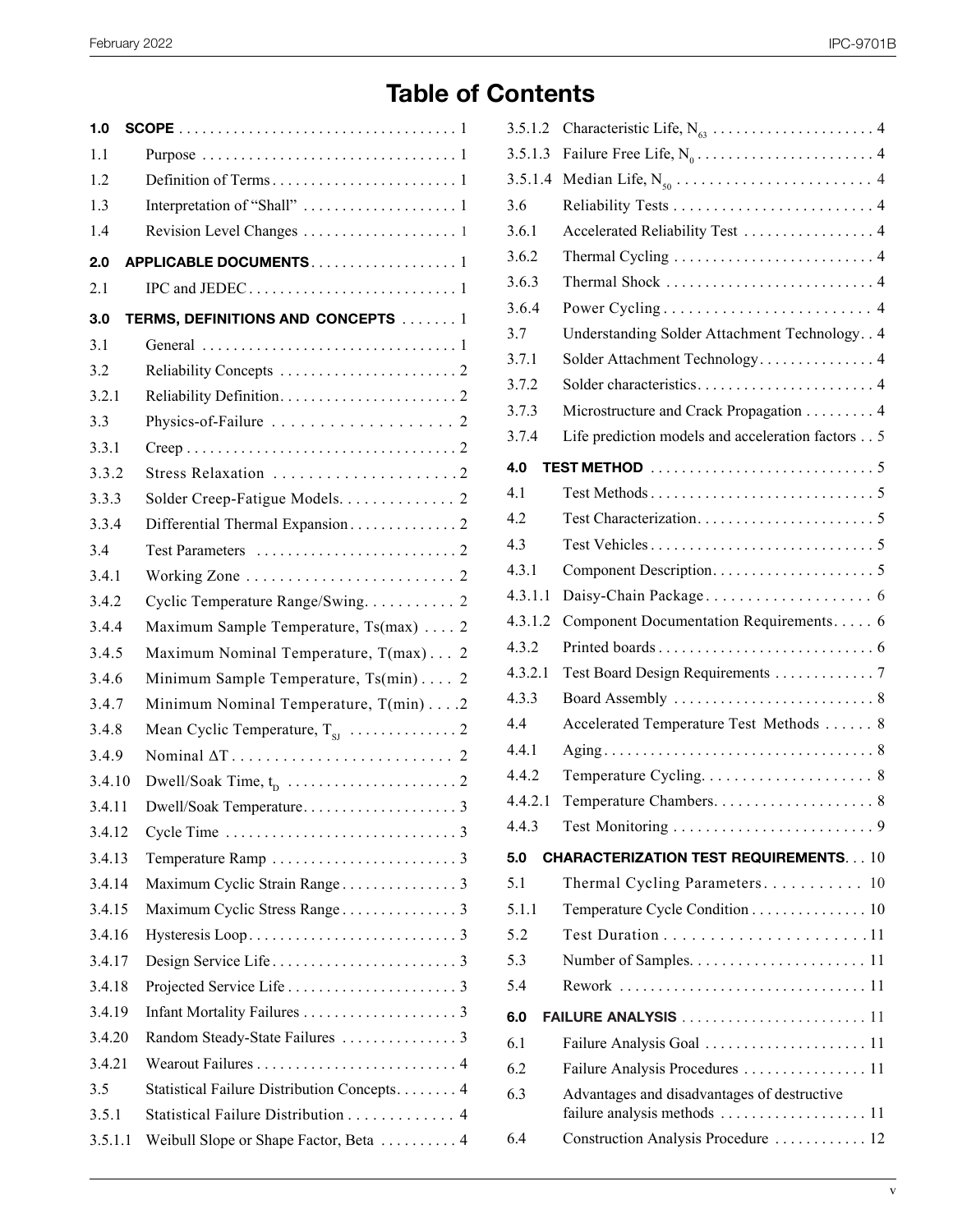# Table of Contents

**1.0 SCOPE** . . . . . . . . . . . . . . . . . . . . . . . . . . . . . . . . . . . . 1

1.1 Purpose . . . . . . . . . . . . . . . . . . . . . . . . . . . . . . . . . 1

1.2 Definition of Terms . . . . . . . . . . . . . . . . . . . . . . . . 1

1.3 Interpretation of "Shall" . . . . . . . . . . . . . . . . . . . . 1

1.4 Revision Level Changes . . . . . . . . . . . . . . . . . . . . 1

**2.0 APPLICABLE DOCUMENTS** . . . . . . . . . . . . . . . . . . . 1

2.1 IPC and JEDEC . . . . . . . . . . . . . . . . . . . . . . . . . . . 1

**3.0 TERMS, DEFINITIONS AND CONCEPTS** . . . . . . . 1

3.1 General . . . . . . . . . . . . . . . . . . . . . . . . . . . . . . . . . 1

3.2 Reliability Concepts . . . . . . . . . . . . . . . . . . . . . . . 2

3.2.1 Reliability Definition . . . . . . . . . . . . . . . . . . . . . . . 2

3.3 Physics-of-Failure . . . . . . . . . . . . . . . . . . . . . 2

3.3.1 Creep . . . . . . . . . . . . . . . . . . . . . . . . . . . . . . . . . . 2

3.3.2 Stress Relaxation . . . . . . . . . . . . . . . . . . . . . . 2

3.3.3 Solder Creep-Fatigue Models . . . . . . . . . . . . . . 2

3.3.4 Differential Thermal Expansion . . . . . . . . . . . . . 2

3.4 Test Parameters . . . . . . . . . . . . . . . . . . . . . . . . . 2

3.4.1 Working Zone . . . . . . . . . . . . . . . . . . . . . . . . . 2

3.4.2 Cyclic Temperature Range/Swing . . . . . . . . . . . 2

3.4.4 Maximum Sample Temperature, Ts(max) . . . . 2

3.4.5 Maximum Nominal Temperature, T(max) . . . 2

3.4.6 Minimum Sample Temperature, Ts(min) . . . . 2

3.4.7 Minimum Nominal Temperature, T(min) . . . . 2

3.4.8 Mean Cyclic Temperature, $T_{SJ}$ . . . . . . . . . . . . . 2

3.4.9 Nominal $\Delta T$ . . . . . . . . . . . . . . . . . . . . . . . . . . 2

3.4.10 Dwell/Soak Time, $t_D$ . . . . . . . . . . . . . . . . . . . . . 2

3.4.11 Dwell/Soak Temperature . . . . . . . . . . . . . . . . . . . 3

3.4.12 Cycle Time . . . . . . . . . . . . . . . . . . . . . . . . . . . . . 3

3.4.13 Temperature Ramp . . . . . . . . . . . . . . . . . . . . . . . 3

3.4.14 Maximum Cyclic Strain Range . . . . . . . . . . . . . . 3

3.4.15 Maximum Cyclic Stress Range . . . . . . . . . . . . . . 3

3.4.16 Hysteresis Loop . . . . . . . . . . . . . . . . . . . . . . . . . . 3

3.4.17 Design Service Life . . . . . . . . . . . . . . . . . . . . . . . 3

3.4.18 Projected Service Life . . . . . . . . . . . . . . . . . . . . . 3

3.4.19 Infant Mortality Failures . . . . . . . . . . . . . . . . . . . 3

3.4.20 Random Steady-State Failures . . . . . . . . . . . . . . 3

3.4.21 Wearout Failures . . . . . . . . . . . . . . . . . . . . . . . . . 4

3.5 Statistical Failure Distribution Concepts . . . . . . . . 4

3.5.1 Statistical Failure Distribution . . . . . . . . . . . . . 4

3.5.1.1 Weibull Slope or Shape Factor, Beta . . . . . . . . . 4

3.5.1.2 Characteristic Life, $N_{63}$ . . . . . . . . . . . . . . . . . . . . 4

3.5.1.3 Failure Free Life, $N_0$ . . . . . . . . . . . . . . . . . . . . . . 4

3.5.1.4 Median Life, $N_{50}$ . . . . . . . . . . . . . . . . . . . . . . . . 4

3.6 Reliability Tests . . . . . . . . . . . . . . . . . . . . . . . . . 4

3.6.1 Accelerated Reliability Test . . . . . . . . . . . . . . . . 4

3.6.2 Thermal Cycling . . . . . . . . . . . . . . . . . . . . . . . . . 4

3.6.3 Thermal Shock . . . . . . . . . . . . . . . . . . . . . . . . . . 4

3.6.4 Power Cycling . . . . . . . . . . . . . . . . . . . . . . . . . 4

3.7 Understanding Solder Attachment Technology . . 4

3.7.1 Solder Attachment Technology . . . . . . . . . . . . . . 4

3.7.2 Solder characteristics . . . . . . . . . . . . . . . . . . . . . . 4

3.7.3 Microstructure and Crack Propagation . . . . . . . . . 4

3.7.4 Life prediction models and acceleration factors . . 5

**4.0 TEST METHOD** . . . . . . . . . . . . . . . . . . . . . . . . . . . . 5

4.1 Test Methods . . . . . . . . . . . . . . . . . . . . . . . . . . . . 5

4.2 Test Characterization . . . . . . . . . . . . . . . . . . . . . . 5

4.3 Test Vehicles . . . . . . . . . . . . . . . . . . . . . . . . . . . . 5

4.3.1 Component Description . . . . . . . . . . . . . . . . . . . . 5

4.3.1.1 Daisy-Chain Package . . . . . . . . . . . . . . . . . . . . 6

4.3.1.2 Component Documentation Requirements . . . . . 6

4.3.2 Printed boards . . . . . . . . . . . . . . . . . . . . . . . . . . . 6

4.3.2.1 Test Board Design Requirements . . . . . . . . . . . . . 7

4.3.3 Board Assembly . . . . . . . . . . . . . . . . . . . . . . . . . 8

4.4 Accelerated Temperature Test Methods . . . . . . 8

4.4.1 Aging . . . . . . . . . . . . . . . . . . . . . . . . . . . . . . . . . . 8

4.4.2 Temperature Cycling . . . . . . . . . . . . . . . . . . . . . 8

4.4.2.1 Temperature Chambers . . . . . . . . . . . . . . . . . . . . 8

4.4.3 Test Monitoring . . . . . . . . . . . . . . . . . . . . . . . . . 9

**5.0 CHARACTERIZATION TEST REQUIREMENTS** . . . 10

5.1 Thermal Cycling Parameters . . . . . . . . . . . 10

5.1.1 Temperature Cycle Condition . . . . . . . . . . . . . . . 10

5.2 Test Duration . . . . . . . . . . . . . . . . . . . . . . . 11

5.3 Number of Samples . . . . . . . . . . . . . . . . . . . . . . 11

5.4 Rework . . . . . . . . . . . . . . . . . . . . . . . . . . . . . . . 11

**6.0 FAILURE ANALYSIS** . . . . . . . . . . . . . . . . . . . . . . . . 11

6.1 Failure Analysis Goal . . . . . . . . . . . . . . . . . . . . 11

6.2 Failure Analysis Procedures . . . . . . . . . . . . . . . . 11

6.3 Advantages and disadvantages of destructive failure analysis methods . . . . . . . . . . . . . . . . . . . 11

6.4 Construction Analysis Procedure . . . . . . . . . . . . 12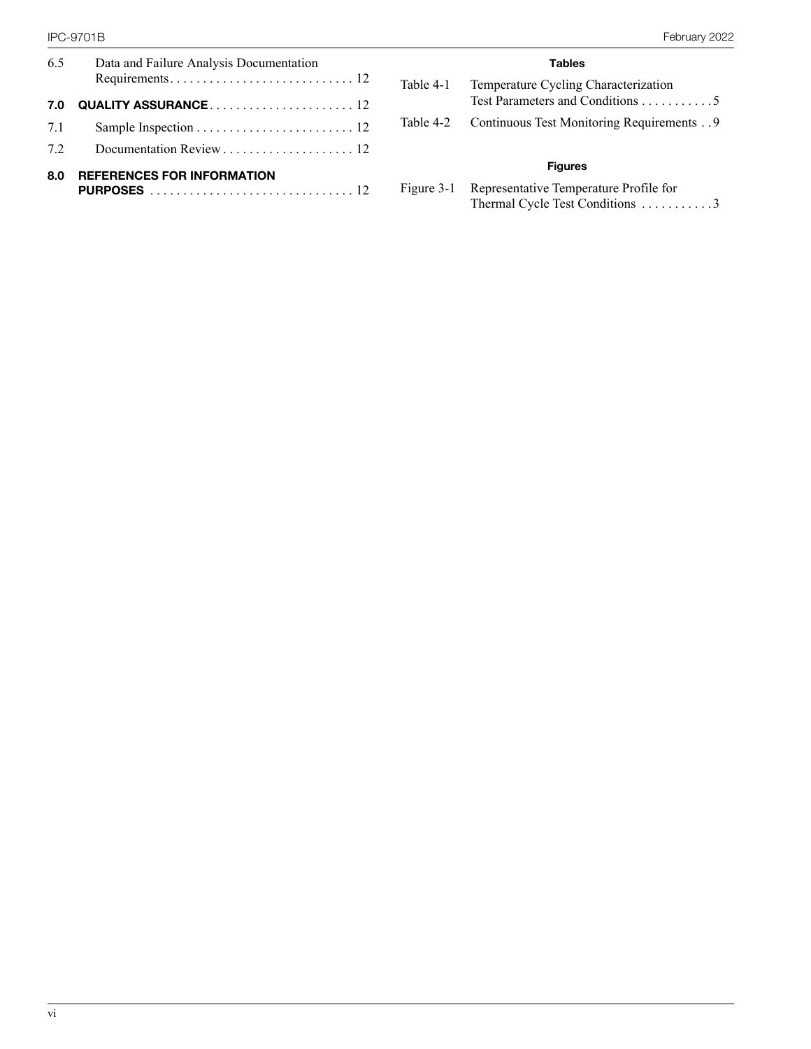6.5 Data and Failure Analysis Documentation Requirements . . . . . . . . . . . . . . . . . . . . . . . . . . . . 12

**7.0 QUALITY ASSURANCE** . . . . . . . . . . . . . . . . . . . . . . 12

7.1 Sample Inspection . . . . . . . . . . . . . . . . . . . . . . . . 12

7.2 Documentation Review . . . . . . . . . . . . . . . . . . . . 12

**8.0 REFERENCES FOR INFORMATION PURPOSES** . . . . . . . . . . . . . . . . . . . . . . . . . . . . . . . 12

**Tables**

Table 4-1 Temperature Cycling Characterization Test Parameters and Conditions . . . . . . . . . . . 5

Table 4-2 Continuous Test Monitoring Requirements . . 9

**Figures**

Figure 3-1 Representative Temperature Profile for Thermal Cycle Test Conditions . . . . . . . . . . . 3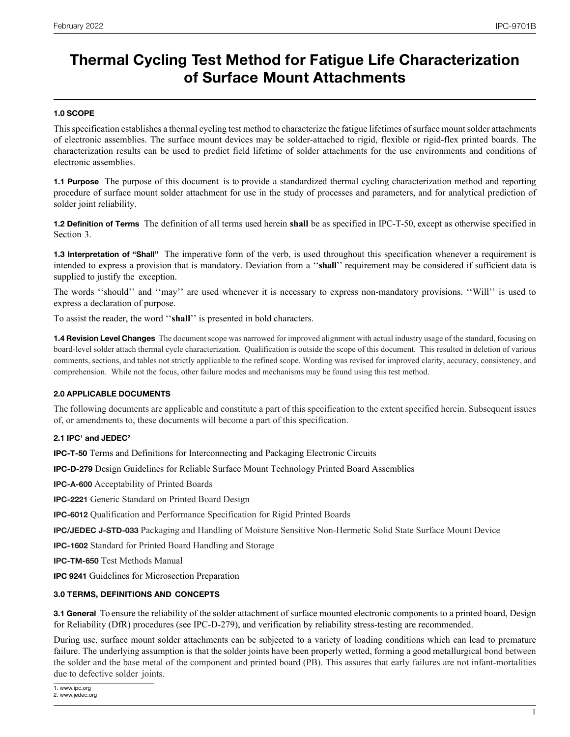# Thermal Cycling Test Method for Fatigue Life Characterization of Surface Mount Attachments

**1.0 SCOPE**

This specification establishes a thermal cycling test method to characterize the fatigue lifetimes of surface mount solder attachments of electronic assemblies. The surface mount devices may be solder-attached to rigid, flexible or rigid-flex printed boards. The characterization results can be used to predict field lifetime of solder attachments for the use environments and conditions of electronic assemblies.

**1.1 Purpose** The purpose of this document is to provide a standardized thermal cycling characterization method and reporting procedure of surface mount solder attachment for use in the study of processes and parameters, and for analytical prediction of solder joint reliability.

**1.2 Definition of Terms** The definition of all terms used herein **shall** be as specified in IPC-T-50, except as otherwise specified in Section 3.

**1.3 Interpretation of "Shall"** The imperative form of the verb, is used throughout this specification whenever a requirement is intended to express a provision that is mandatory. Deviation from a ''**shall**'' requirement may be considered if sufficient data is supplied to justify the exception.

The words ''should'' and ''may'' are used whenever it is necessary to express non-mandatory provisions. ''Will'' is used to express a declaration of purpose.

To assist the reader, the word ''**shall**'' is presented in bold characters.

**1.4 Revision Level Changes** The document scope was narrowed for improved alignment with actual industry usage of the standard, focusing on board-level solder attach thermal cycle characterization. Qualification is outside the scope of this document. This resulted in deletion of various comments, sections, and tables not strictly applicable to the refined scope. Wording was revised for improved clarity, accuracy, consistency, and comprehension. While not the focus, other failure modes and mechanisms may be found using this test method.

**2.0 APPLICABLE DOCUMENTS**

The following documents are applicable and constitute a part of this specification to the extent specified herein. Subsequent issues of, or amendments to, these documents will become a part of this specification.

**2.1 IPC[1] and JEDEC[2]**

**IPC-T-50** Terms and Definitions for Interconnecting and Packaging Electronic Circuits

**IPC-D-279** Design Guidelines for Reliable Surface Mount Technology Printed Board Assemblies

**IPC-A-600** Acceptability of Printed Boards

**IPC-2221** Generic Standard on Printed Board Design

**IPC-6012** Qualification and Performance Specification for Rigid Printed Boards

**IPC/JEDEC J-STD-033** Packaging and Handling of Moisture Sensitive Non-Hermetic Solid State Surface Mount Device

**IPC-1602** Standard for Printed Board Handling and Storage

**IPC-TM-650** Test Methods Manual

**IPC 9241** Guidelines for Microsection Preparation

**3.0 TERMS, DEFINITIONS AND CONCEPTS**

**3.1 General** To ensure the reliability of the solder attachment of surface mounted electronic components to a printed board, Design for Reliability (DfR) procedures (see IPC-D-279), and verification by reliability stress-testing are recommended.

During use, surface mount solder attachments can be subjected to a variety of loading conditions which can lead to premature failure. The underlying assumption is that the solder joints have been properly wetted, forming a good metallurgical bond between the solder and the base metal of the component and printed board (PB). This assures that early failures are not infant-mortalities due to defective solder joints.

1. www.ipc.org
2. www.jedec.org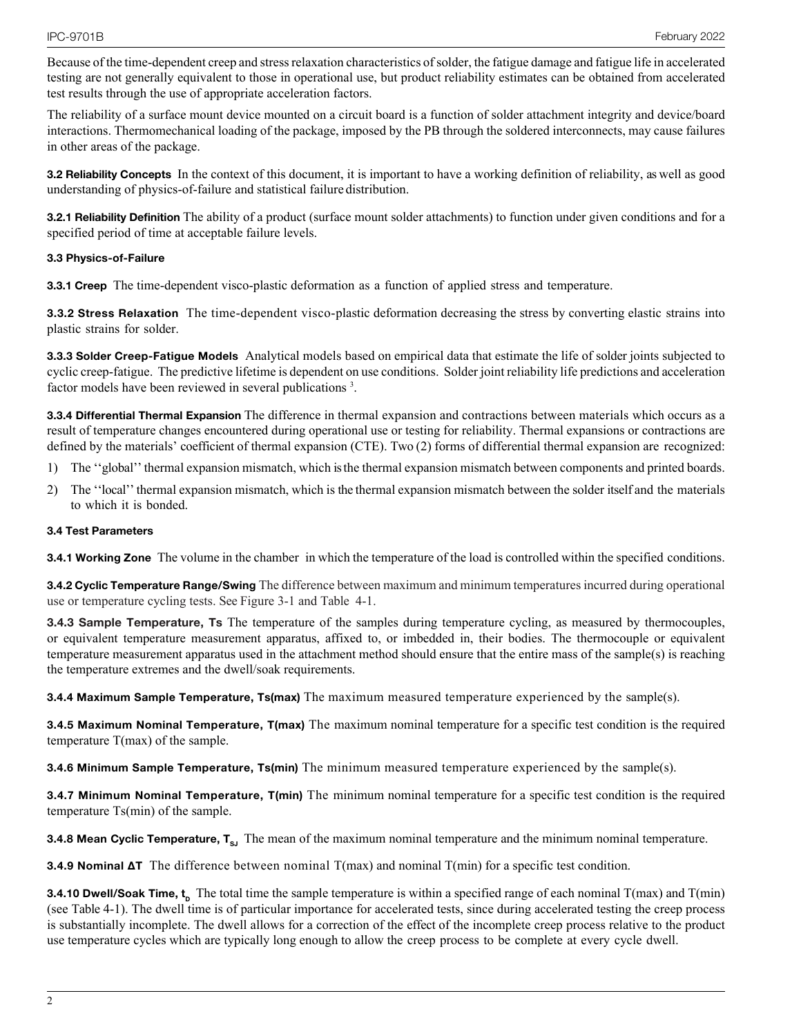Because of the time-dependent creep and stress relaxation characteristics of solder, the fatigue damage and fatigue life in accelerated testing are not generally equivalent to those in operational use, but product reliability estimates can be obtained from accelerated test results through the use of appropriate acceleration factors.

The reliability of a surface mount device mounted on a circuit board is a function of solder attachment integrity and device/board interactions. Thermomechanical loading of the package, imposed by the PB through the soldered interconnects, may cause failures in other areas of the package.

**3.2 Reliability Concepts** In the context of this document, it is important to have a working definition of reliability, as well as good understanding of physics-of-failure and statistical failure distribution.

**3.2.1 Reliability Definition** The ability of a product (surface mount solder attachments) to function under given conditions and for a specified period of time at acceptable failure levels.

### 3.3 Physics-of-Failure

**3.3.1 Creep** The time-dependent visco-plastic deformation as a function of applied stress and temperature.

**3.3.2 Stress Relaxation** The time-dependent visco-plastic deformation decreasing the stress by converting elastic strains into plastic strains for solder.

**3.3.3 Solder Creep-Fatigue Models** Analytical models based on empirical data that estimate the life of solder joints subjected to cyclic creep-fatigue. The predictive lifetime is dependent on use conditions. Solder joint reliability life predictions and acceleration factor models have been reviewed in several publications [3].

**3.3.4 Differential Thermal Expansion** The difference in thermal expansion and contractions between materials which occurs as a result of temperature changes encountered during operational use or testing for reliability. Thermal expansions or contractions are defined by the materials' coefficient of thermal expansion (CTE). Two (2) forms of differential thermal expansion are recognized:

1) The ''global'' thermal expansion mismatch, which is the thermal expansion mismatch between components and printed boards.
2) The ''local'' thermal expansion mismatch, which is the thermal expansion mismatch between the solder itself and the materials to which it is bonded.

### 3.4 Test Parameters

**3.4.1 Working Zone** The volume in the chamber in which the temperature of the load is controlled within the specified conditions.

**3.4.2 Cyclic Temperature Range/Swing** The difference between maximum and minimum temperatures incurred during operational use or temperature cycling tests. See Figure 3-1 and Table 4-1.

**3.4.3 Sample Temperature, Ts** The temperature of the samples during temperature cycling, as measured by thermocouples, or equivalent temperature measurement apparatus, affixed to, or imbedded in, their bodies. The thermocouple or equivalent temperature measurement apparatus used in the attachment method should ensure that the entire mass of the sample(s) is reaching the temperature extremes and the dwell/soak requirements.

**3.4.4 Maximum Sample Temperature, Ts(max)** The maximum measured temperature experienced by the sample(s).

**3.4.5 Maximum Nominal Temperature, T(max)** The maximum nominal temperature for a specific test condition is the required temperature T(max) of the sample.

**3.4.6 Minimum Sample Temperature, Ts(min)** The minimum measured temperature experienced by the sample(s).

**3.4.7 Minimum Nominal Temperature, T(min)** The minimum nominal temperature for a specific test condition is the required temperature Ts(min) of the sample.

**3.4.8 Mean Cyclic Temperature, $T_{SJ}$** The mean of the maximum nominal temperature and the minimum nominal temperature.

**3.4.9 Nominal ΔT** The difference between nominal T(max) and nominal T(min) for a specific test condition.

**3.4.10 Dwell/Soak Time, $t_D$** The total time the sample temperature is within a specified range of each nominal T(max) and T(min) (see Table 4-1). The dwell time is of particular importance for accelerated tests, since during accelerated testing the creep process is substantially incomplete. The dwell allows for a correction of the effect of the incomplete creep process relative to the product use temperature cycles which are typically long enough to allow the creep process to be complete at every cycle dwell.